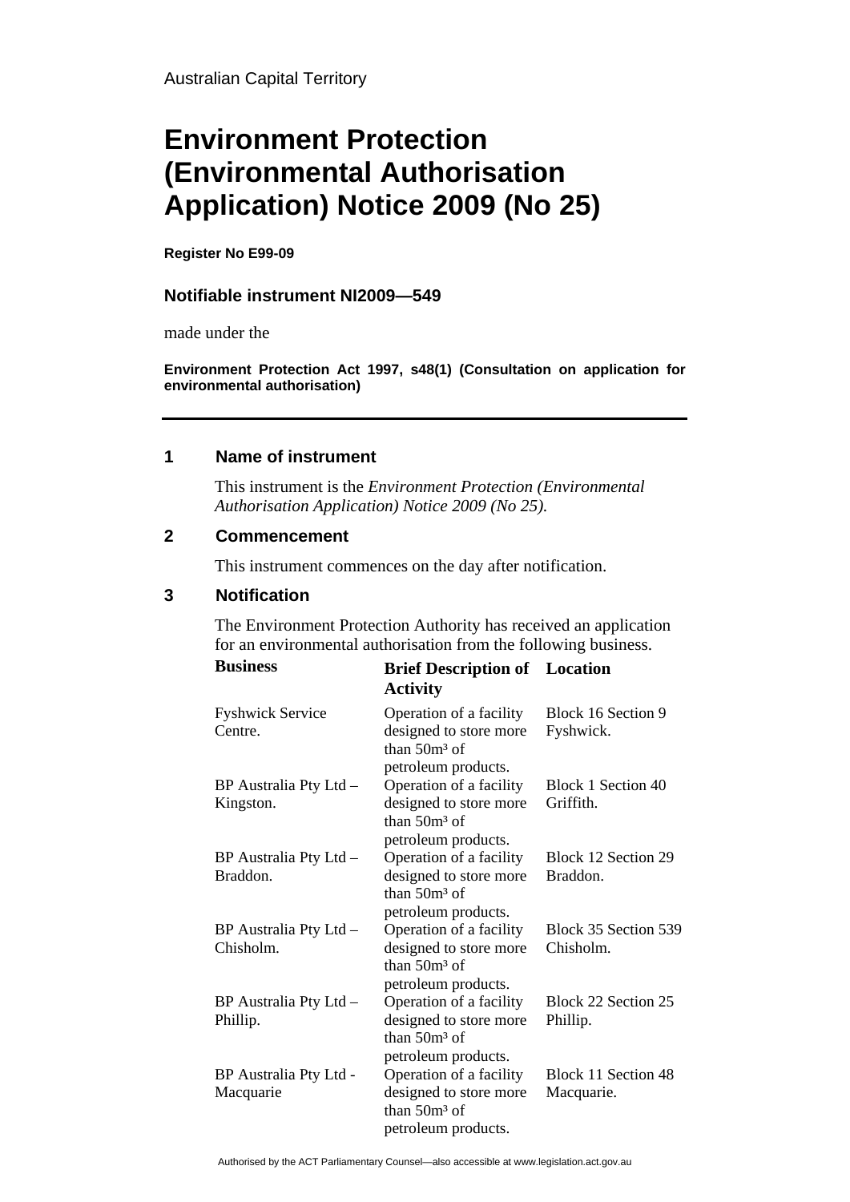Australian Capital Territory

# Environment Protection (Environmental Authorisation Application) Notice 2009 (No 25)

**Register No E99-09**

## Notifiable instrument NI2009—549

made under the

**Environment Protection Act 1997, s48(1) (Consultation on application for environmental authorisation)**

---

### 1 Name of instrument

This instrument is the *Environment Protection (Environmental Authorisation Application) Notice 2009 (No 25).*

### 2 Commencement

This instrument commences on the day after notification.

### 3 Notification

The Environment Protection Authority has received an application for an environmental authorisation from the following business.

| **Business** | **Brief Description of Activity** | **Location** |
|---|---|---|
| Fyshwick Service Centre. | Operation of a facility designed to store more than $50m^3$ of petroleum products. | Block 16 Section 9 Fyshwick. |
| BP Australia Pty Ltd – Kingston. | Operation of a facility designed to store more than $50m^3$ of petroleum products. | Block 1 Section 40 Griffith. |
| BP Australia Pty Ltd – Braddon. | Operation of a facility designed to store more than $50m^3$ of petroleum products. | Block 12 Section 29 Braddon. |
| BP Australia Pty Ltd – Chisholm. | Operation of a facility designed to store more than $50m^3$ of petroleum products. | Block 35 Section 539 Chisholm. |
| BP Australia Pty Ltd – Phillip. | Operation of a facility designed to store more than $50m^3$ of petroleum products. | Block 22 Section 25 Phillip. |
| BP Australia Pty Ltd - Macquarie | Operation of a facility designed to store more than $50m^3$ of petroleum products. | Block 11 Section 48 Macquarie. |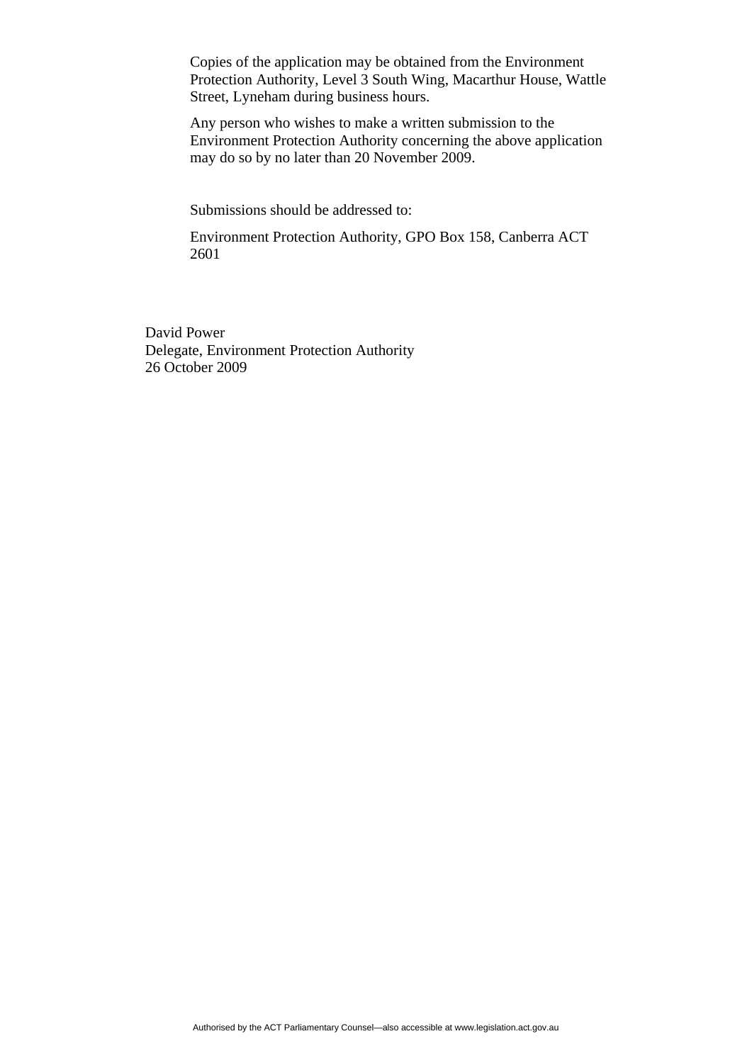Copies of the application may be obtained from the Environment Protection Authority, Level 3 South Wing, Macarthur House, Wattle Street, Lyneham during business hours.

Any person who wishes to make a written submission to the Environment Protection Authority concerning the above application may do so by no later than 20 November 2009.

Submissions should be addressed to:

Environment Protection Authority, GPO Box 158, Canberra ACT 2601

David Power
Delegate, Environment Protection Authority
26 October 2009